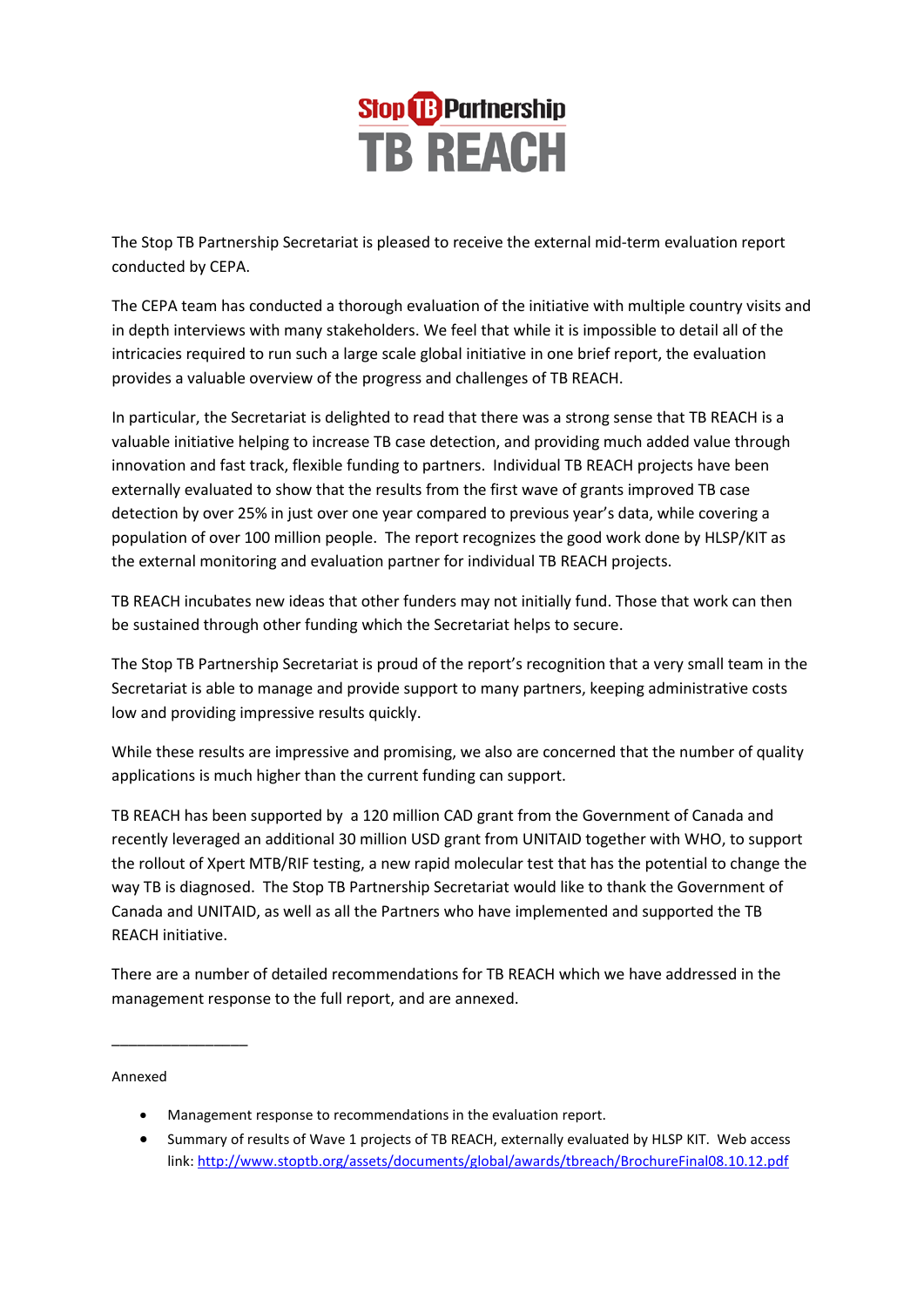# Stop TB Partnership
# TB REACH

The Stop TB Partnership Secretariat is pleased to receive the external mid-term evaluation report conducted by CEPA.

The CEPA team has conducted a thorough evaluation of the initiative with multiple country visits and in depth interviews with many stakeholders. We feel that while it is impossible to detail all of the intricacies required to run such a large scale global initiative in one brief report, the evaluation provides a valuable overview of the progress and challenges of TB REACH.

In particular, the Secretariat is delighted to read that there was a strong sense that TB REACH is a valuable initiative helping to increase TB case detection, and providing much added value through innovation and fast track, flexible funding to partners. Individual TB REACH projects have been externally evaluated to show that the results from the first wave of grants improved TB case detection by over 25% in just over one year compared to previous year's data, while covering a population of over 100 million people. The report recognizes the good work done by HLSP/KIT as the external monitoring and evaluation partner for individual TB REACH projects.

TB REACH incubates new ideas that other funders may not initially fund. Those that work can then be sustained through other funding which the Secretariat helps to secure.

The Stop TB Partnership Secretariat is proud of the report's recognition that a very small team in the Secretariat is able to manage and provide support to many partners, keeping administrative costs low and providing impressive results quickly.

While these results are impressive and promising, we also are concerned that the number of quality applications is much higher than the current funding can support.

TB REACH has been supported by a 120 million CAD grant from the Government of Canada and recently leveraged an additional 30 million USD grant from UNITAID together with WHO, to support the rollout of Xpert MTB/RIF testing, a new rapid molecular test that has the potential to change the way TB is diagnosed. The Stop TB Partnership Secretariat would like to thank the Government of Canada and UNITAID, as well as all the Partners who have implemented and supported the TB REACH initiative.

There are a number of detailed recommendations for TB REACH which we have addressed in the management response to the full report, and are annexed.

_________________

Annexed

- Management response to recommendations in the evaluation report.
- Summary of results of Wave 1 projects of TB REACH, externally evaluated by HLSP KIT. Web access link: [http://www.stoptb.org/assets/documents/global/awards/tbreach/BrochureFinal08.10.12.pdf](http://www.stoptb.org/assets/documents/global/awards/tbreach/BrochureFinal08.10.12.pdf)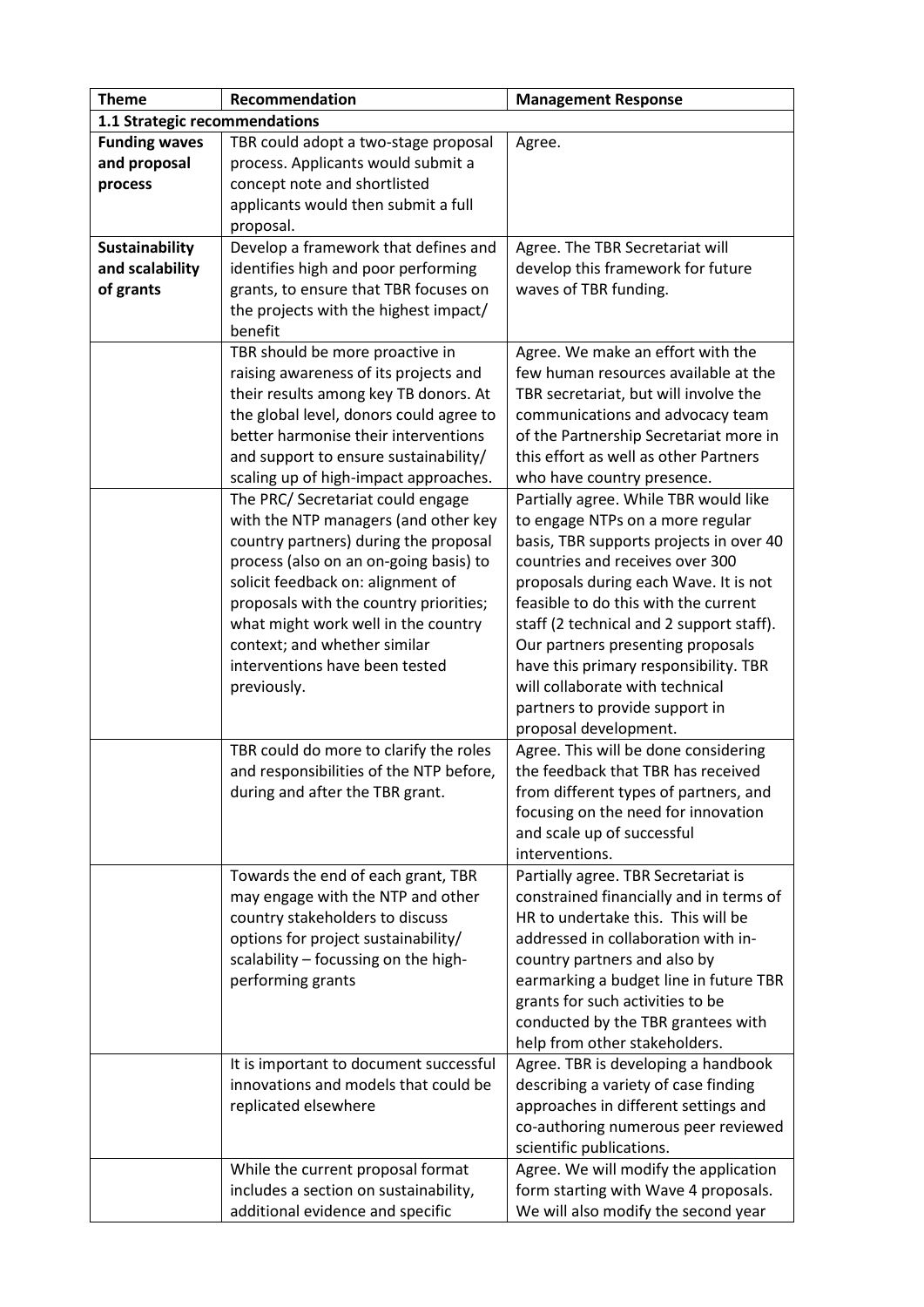| Theme | Recommendation | Management Response |
|---|---|---|
| **1.1 Strategic recommendations** | | |
| **Funding waves and proposal process** | TBR could adopt a two-stage proposal process. Applicants would submit a concept note and shortlisted applicants would then submit a full proposal. | Agree. |
| **Sustainability and scalability of grants** | Develop a framework that defines and identifies high and poor performing grants, to ensure that TBR focuses on the projects with the highest impact/ benefit | Agree. The TBR Secretariat will develop this framework for future waves of TBR funding. |
| | TBR should be more proactive in raising awareness of its projects and their results among key TB donors. At the global level, donors could agree to better harmonise their interventions and support to ensure sustainability/ scaling up of high-impact approaches. | Agree. We make an effort with the few human resources available at the TBR secretariat, but will involve the communications and advocacy team of the Partnership Secretariat more in this effort as well as other Partners who have country presence. |
| | The PRC/ Secretariat could engage with the NTP managers (and other key country partners) during the proposal process (also on an on-going basis) to solicit feedback on: alignment of proposals with the country priorities; what might work well in the country context; and whether similar interventions have been tested previously. | Partially agree. While TBR would like to engage NTPs on a more regular basis, TBR supports projects in over 40 countries and receives over 300 proposals during each Wave. It is not feasible to do this with the current staff (2 technical and 2 support staff). Our partners presenting proposals have this primary responsibility. TBR will collaborate with technical partners to provide support in proposal development. |
| | TBR could do more to clarify the roles and responsibilities of the NTP before, during and after the TBR grant. | Agree. This will be done considering the feedback that TBR has received from different types of partners, and focusing on the need for innovation and scale up of successful interventions. |
| | Towards the end of each grant, TBR may engage with the NTP and other country stakeholders to discuss options for project sustainability/ scalability – focussing on the high-performing grants | Partially agree. TBR Secretariat is constrained financially and in terms of HR to undertake this. This will be addressed in collaboration with in-country partners and also by earmarking a budget line in future TBR grants for such activities to be conducted by the TBR grantees with help from other stakeholders. |
| | It is important to document successful innovations and models that could be replicated elsewhere | Agree. TBR is developing a handbook describing a variety of case finding approaches in different settings and co-authoring numerous peer reviewed scientific publications. |
| | While the current proposal format includes a section on sustainability, additional evidence and specific | Agree. We will modify the application form starting with Wave 4 proposals. We will also modify the second year |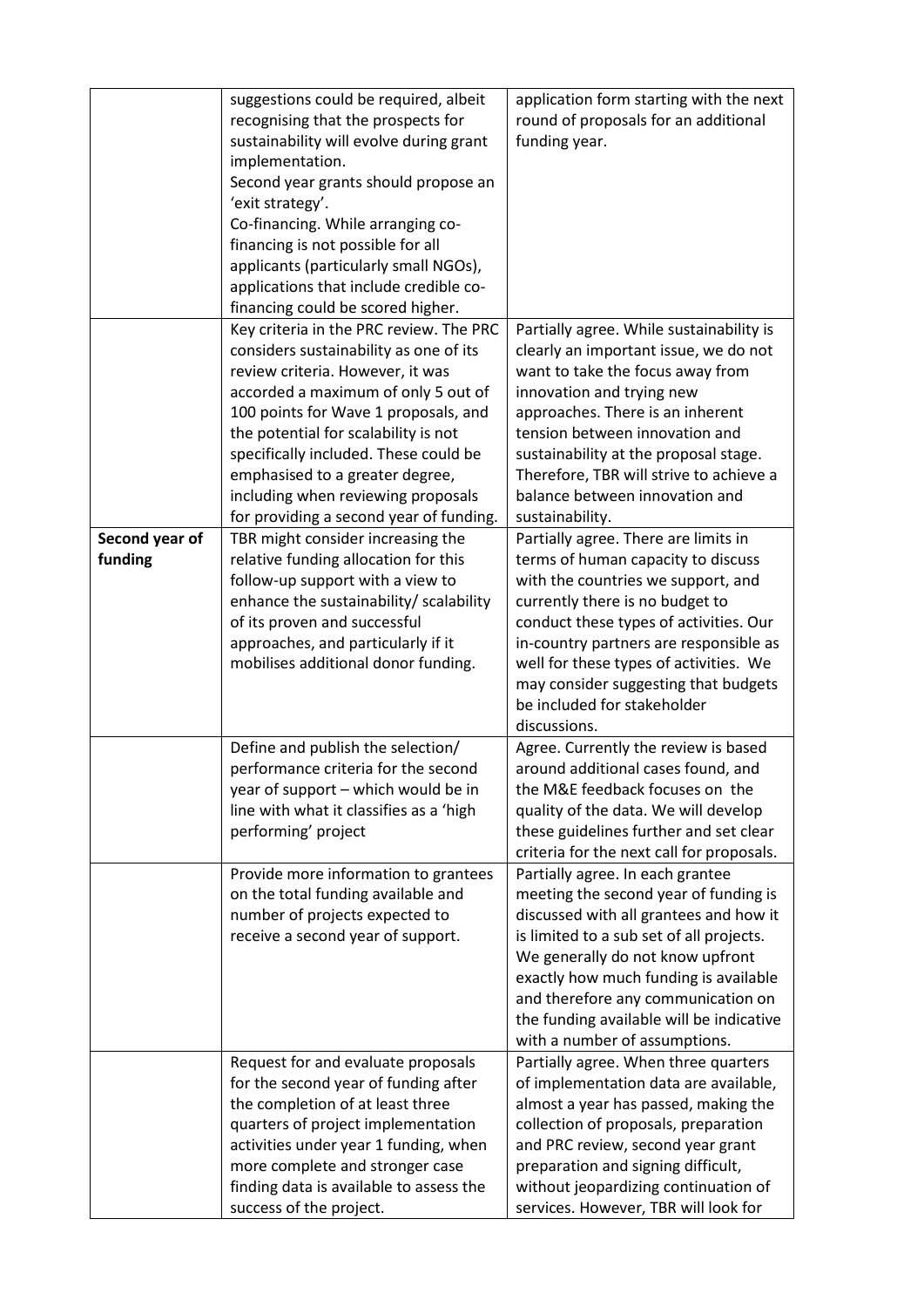| | | |
|---|---|---|
| | suggestions could be required, albeit recognising that the prospects for sustainability will evolve during grant implementation.<br>Second year grants should propose an 'exit strategy'.<br>Co-financing. While arranging co-financing is not possible for all applicants (particularly small NGOs), applications that include credible co-financing could be scored higher. | application form starting with the next round of proposals for an additional funding year. |
| | Key criteria in the PRC review. The PRC considers sustainability as one of its review criteria. However, it was accorded a maximum of only 5 out of 100 points for Wave 1 proposals, and the potential for scalability is not specifically included. These could be emphasised to a greater degree, including when reviewing proposals for providing a second year of funding. | Partially agree. While sustainability is clearly an important issue, we do not want to take the focus away from innovation and trying new approaches. There is an inherent tension between innovation and sustainability at the proposal stage. Therefore, TBR will strive to achieve a balance between innovation and sustainability. |
| **Second year of funding** | TBR might consider increasing the relative funding allocation for this follow-up support with a view to enhance the sustainability/ scalability of its proven and successful approaches, and particularly if it mobilises additional donor funding. | Partially agree. There are limits in terms of human capacity to discuss with the countries we support, and currently there is no budget to conduct these types of activities. Our in-country partners are responsible as well for these types of activities. We may consider suggesting that budgets be included for stakeholder discussions. |
| | Define and publish the selection/ performance criteria for the second year of support – which would be in line with what it classifies as a 'high performing' project | Agree. Currently the review is based around additional cases found, and the M&E feedback focuses on the quality of the data. We will develop these guidelines further and set clear criteria for the next call for proposals. |
| | Provide more information to grantees on the total funding available and number of projects expected to receive a second year of support. | Partially agree. In each grantee meeting the second year of funding is discussed with all grantees and how it is limited to a sub set of all projects. We generally do not know upfront exactly how much funding is available and therefore any communication on the funding available will be indicative with a number of assumptions. |
| | Request for and evaluate proposals for the second year of funding after the completion of at least three quarters of project implementation activities under year 1 funding, when more complete and stronger case finding data is available to assess the success of the project. | Partially agree. When three quarters of implementation data are available, almost a year has passed, making the collection of proposals, preparation and PRC review, second year grant preparation and signing difficult, without jeopardizing continuation of services. However, TBR will look for |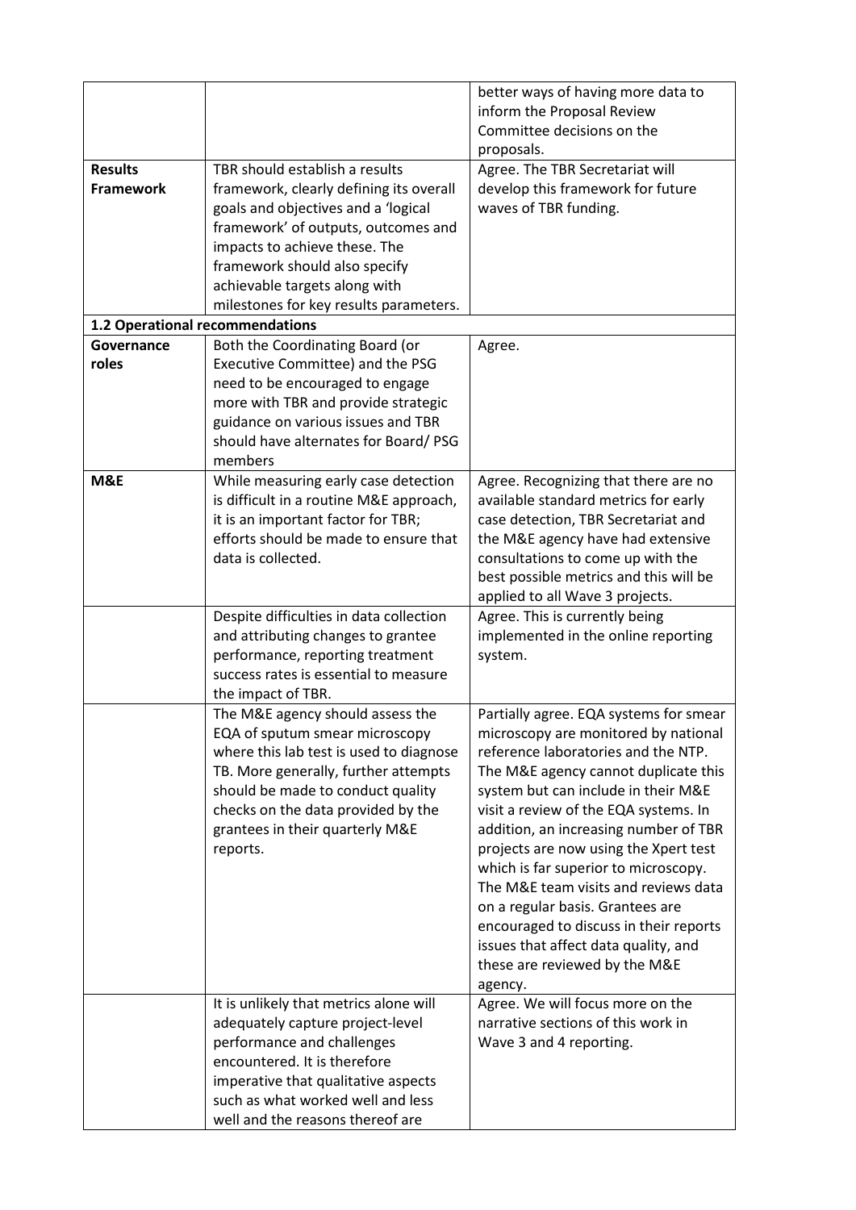|  |  |  |
| --- | --- | --- |
|  |  | better ways of having more data to inform the Proposal Review Committee decisions on the proposals. |
| **Results Framework** | TBR should establish a results framework, clearly defining its overall goals and objectives and a 'logical framework' of outputs, outcomes and impacts to achieve these. The framework should also specify achievable targets along with milestones for key results parameters. | Agree. The TBR Secretariat will develop this framework for future waves of TBR funding. |
| **1.2 Operational recommendations** |  |  |
| **Governance roles** | Both the Coordinating Board (or Executive Committee) and the PSG need to be encouraged to engage more with TBR and provide strategic guidance on various issues and TBR should have alternates for Board/ PSG members | Agree. |
| **M&E** | While measuring early case detection is difficult in a routine M&E approach, it is an important factor for TBR; efforts should be made to ensure that data is collected. | Agree. Recognizing that there are no available standard metrics for early case detection, TBR Secretariat and the M&E agency have had extensive consultations to come up with the best possible metrics and this will be applied to all Wave 3 projects. |
|  | Despite difficulties in data collection and attributing changes to grantee performance, reporting treatment success rates is essential to measure the impact of TBR. | Agree. This is currently being implemented in the online reporting system. |
|  | The M&E agency should assess the EQA of sputum smear microscopy where this lab test is used to diagnose TB. More generally, further attempts should be made to conduct quality checks on the data provided by the grantees in their quarterly M&E reports. | Partially agree. EQA systems for smear microscopy are monitored by national reference laboratories and the NTP. The M&E agency cannot duplicate this system but can include in their M&E visit a review of the EQA systems. In addition, an increasing number of TBR projects are now using the Xpert test which is far superior to microscopy. The M&E team visits and reviews data on a regular basis. Grantees are encouraged to discuss in their reports issues that affect data quality, and these are reviewed by the M&E agency. |
|  | It is unlikely that metrics alone will adequately capture project-level performance and challenges encountered. It is therefore imperative that qualitative aspects such as what worked well and less well and the reasons thereof are | Agree. We will focus more on the narrative sections of this work in Wave 3 and 4 reporting. |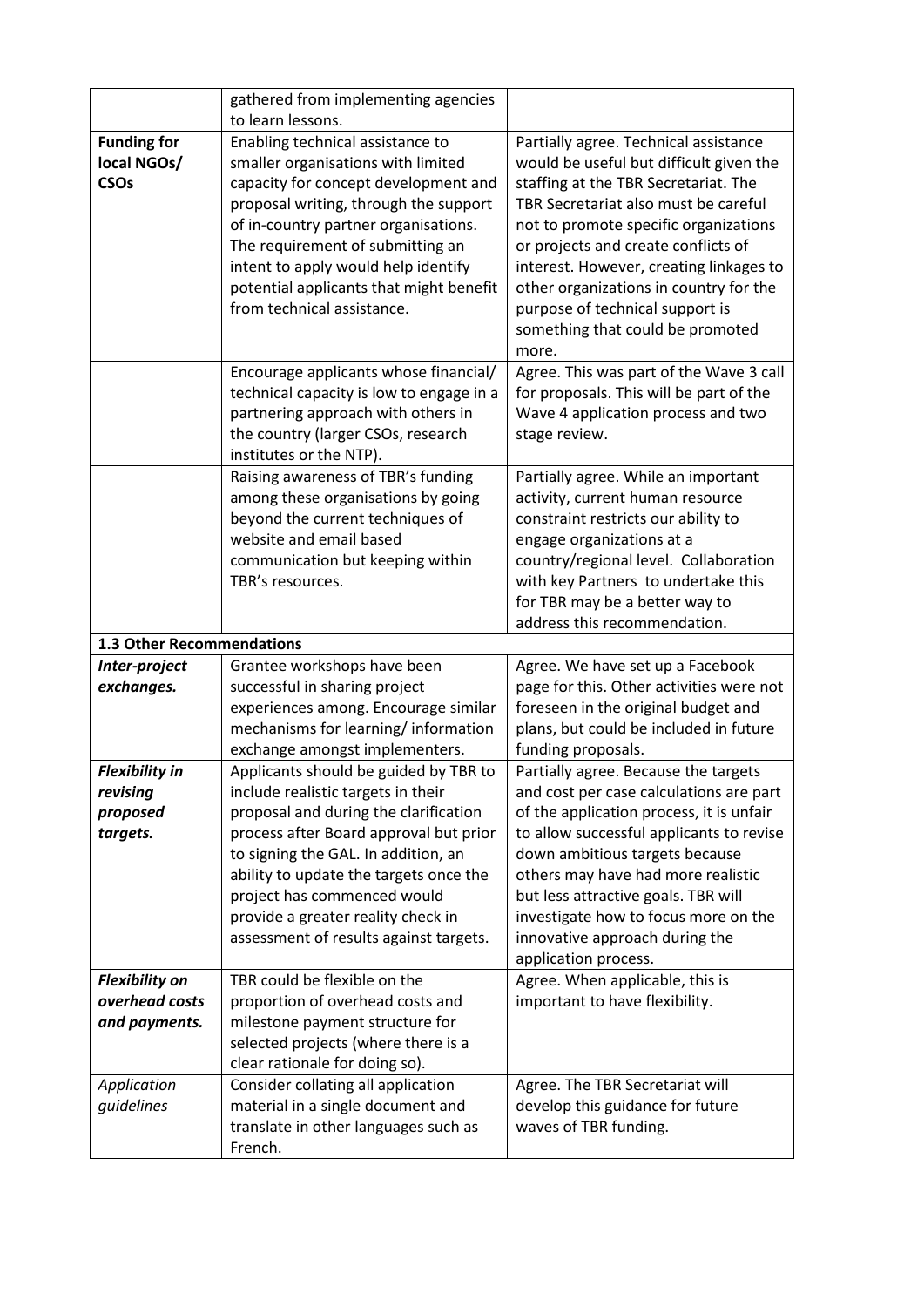| | | |
|---|---|---|
| | gathered from implementing agencies to learn lessons. | |
| **Funding for local NGOs/ CSOs** | Enabling technical assistance to smaller organisations with limited capacity for concept development and proposal writing, through the support of in-country partner organisations. The requirement of submitting an intent to apply would help identify potential applicants that might benefit from technical assistance. | Partially agree. Technical assistance would be useful but difficult given the staffing at the TBR Secretariat. The TBR Secretariat also must be careful not to promote specific organizations or projects and create conflicts of interest. However, creating linkages to other organizations in country for the purpose of technical support is something that could be promoted more. |
| | Encourage applicants whose financial/ technical capacity is low to engage in a partnering approach with others in the country (larger CSOs, research institutes or the NTP). | Agree. This was part of the Wave 3 call for proposals. This will be part of the Wave 4 application process and two stage review. |
| | Raising awareness of TBR's funding among these organisations by going beyond the current techniques of website and email based communication but keeping within TBR's resources. | Partially agree. While an important activity, current human resource constraint restricts our ability to engage organizations at a country/regional level. Collaboration with key Partners to undertake this for TBR may be a better way to address this recommendation. |
| **1.3 Other Recommendations** | | |
| ***Inter-project exchanges.*** | Grantee workshops have been successful in sharing project experiences among. Encourage similar mechanisms for learning/ information exchange amongst implementers. | Agree. We have set up a Facebook page for this. Other activities were not foreseen in the original budget and plans, but could be included in future funding proposals. |
| ***Flexibility in revising proposed targets.*** | Applicants should be guided by TBR to include realistic targets in their proposal and during the clarification process after Board approval but prior to signing the GAL. In addition, an ability to update the targets once the project has commenced would provide a greater reality check in assessment of results against targets. | Partially agree. Because the targets and cost per case calculations are part of the application process, it is unfair to allow successful applicants to revise down ambitious targets because others may have had more realistic but less attractive goals. TBR will investigate how to focus more on the innovative approach during the application process. |
| ***Flexibility on overhead costs and payments.*** | TBR could be flexible on the proportion of overhead costs and milestone payment structure for selected projects (where there is a clear rationale for doing so). | Agree. When applicable, this is important to have flexibility. |
| *Application guidelines* | Consider collating all application material in a single document and translate in other languages such as French. | Agree. The TBR Secretariat will develop this guidance for future waves of TBR funding. |